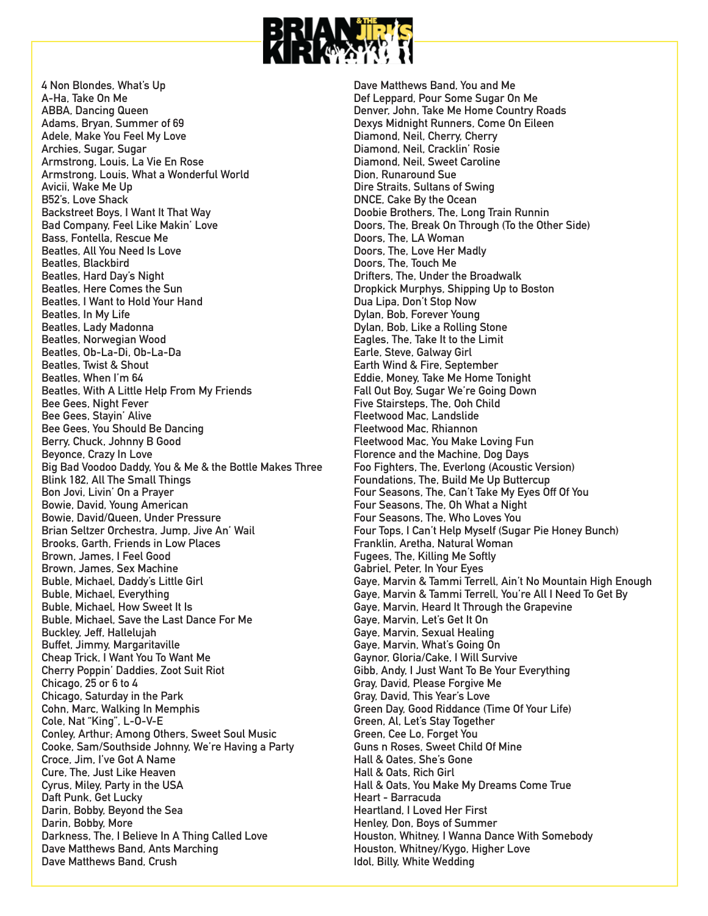4 Non Blondes, What's Up
A-Ha, Take On Me
ABBA, Dancing Queen
Adams, Bryan, Summer of 69
Adele, Make You Feel My Love
Archies, Sugar, Sugar
Armstrong, Louis, La Vie En Rose
Armstrong, Louis, What a Wonderful World
Avicii, Wake Me Up
B52's, Love Shack
Backstreet Boys, I Want It That Way
Bad Company, Feel Like Makin' Love
Bass, Fontella, Rescue Me
Beatles, All You Need Is Love
Beatles, Blackbird
Beatles, Hard Day's Night
Beatles, Here Comes the Sun
Beatles, I Want to Hold Your Hand
Beatles, In My Life
Beatles, Lady Madonna
Beatles, Norwegian Wood
Beatles, Ob-La-Di, Ob-La-Da
Beatles, Twist & Shout
Beatles, When I'm 64
Beatles, With A Little Help From My Friends
Bee Gees, Night Fever
Bee Gees, Stayin' Alive
Bee Gees, You Should Be Dancing
Berry, Chuck, Johnny B Good
Beyonce, Crazy In Love
Big Bad Voodoo Daddy, You & Me & the Bottle Makes Three
Blink 182, All The Small Things
Bon Jovi, Livin' On a Prayer
Bowie, David, Young American
Bowie, David/Queen, Under Pressure
Brian Seltzer Orchestra, Jump, Jive An' Wail
Brooks, Garth, Friends in Low Places
Brown, James, I Feel Good
Brown, James, Sex Machine
Buble, Michael, Daddy's Little Girl
Buble, Michael, Everything
Buble, Michael, How Sweet It Is
Buble, Michael, Save the Last Dance For Me
Buckley, Jeff, Hallelujah
Buffet, Jimmy, Margaritaville
Cheap Trick, I Want You To Want Me
Cherry Poppin' Daddies, Zoot Suit Riot
Chicago, 25 or 6 to 4
Chicago, Saturday in the Park
Cohn, Marc, Walking In Memphis
Cole, Nat "King", L-O-V-E
Conley, Arthur; Among Others, Sweet Soul Music
Cooke, Sam/Southside Johnny, We're Having a Party
Croce, Jim, I've Got A Name
Cure, The, Just Like Heaven
Cyrus, Miley, Party in the USA
Daft Punk, Get Lucky
Darin, Bobby, Beyond the Sea
Darin, Bobby, More
Darkness, The, I Believe In A Thing Called Love
Dave Matthews Band, Ants Marching
Dave Matthews Band, Crush
Dave Matthews Band, You and Me
Def Leppard, Pour Some Sugar On Me
Denver, John, Take Me Home Country Roads
Dexys Midnight Runners, Come On Eileen
Diamond, Neil, Cherry, Cherry
Diamond, Neil, Cracklin' Rosie
Diamond, Neil, Sweet Caroline
Dion, Runaround Sue
Dire Straits, Sultans of Swing
DNCE, Cake By the Ocean
Doobie Brothers, The, Long Train Runnin
Doors, The, Break On Through (To the Other Side)
Doors, The, LA Woman
Doors, The, Love Her Madly
Doors, The, Touch Me
Drifters, The, Under the Broadwalk
Dropkick Murphys, Shipping Up to Boston
Dua Lipa, Don't Stop Now
Dylan, Bob, Forever Young
Dylan, Bob, Like a Rolling Stone
Eagles, The, Take It to the Limit
Earle, Steve, Galway Girl
Earth Wind & Fire, September
Eddie, Money, Take Me Home Tonight
Fall Out Boy, Sugar We're Going Down
Five Stairsteps, The, Ooh Child
Fleetwood Mac, Landslide
Fleetwood Mac, Rhiannon
Fleetwood Mac, You Make Loving Fun
Florence and the Machine, Dog Days
Foo Fighters, The, Everlong (Acoustic Version)
Foundations, The, Build Me Up Buttercup
Four Seasons, The, Can't Take My Eyes Off Of You
Four Seasons, The, Oh What a Night
Four Seasons, The, Who Loves You
Four Tops, I Can't Help Myself (Sugar Pie Honey Bunch)
Franklin, Aretha, Natural Woman
Fugees, The, Killing Me Softly
Gabriel, Peter, In Your Eyes
Gaye, Marvin & Tammi Terrell, Ain't No Mountain High Enough
Gaye, Marvin & Tammi Terrell, You're All I Need To Get By
Gaye, Marvin, Heard It Through the Grapevine
Gaye, Marvin, Let's Get It On
Gaye, Marvin, Sexual Healing
Gaye, Marvin, What's Going On
Gaynor, Gloria/Cake, I Will Survive
Gibb, Andy, I Just Want To Be Your Everything
Gray, David, Please Forgive Me
Gray, David, This Year's Love
Green Day, Good Riddance (Time Of Your Life)
Green, Al, Let's Stay Together
Green, Cee Lo, Forget You
Guns n Roses, Sweet Child Of Mine
Hall & Oates, She's Gone
Hall & Oates, Rich Girl
Hall & Oats, You Make My Dreams Come True
Heart - Barracuda
Heartland, I Loved Her First
Henley, Don, Boys of Summer
Houston, Whitney, I Wanna Dance With Somebody
Houston, Whitney/Kygo, Higher Love
Idol, Billy, White Wedding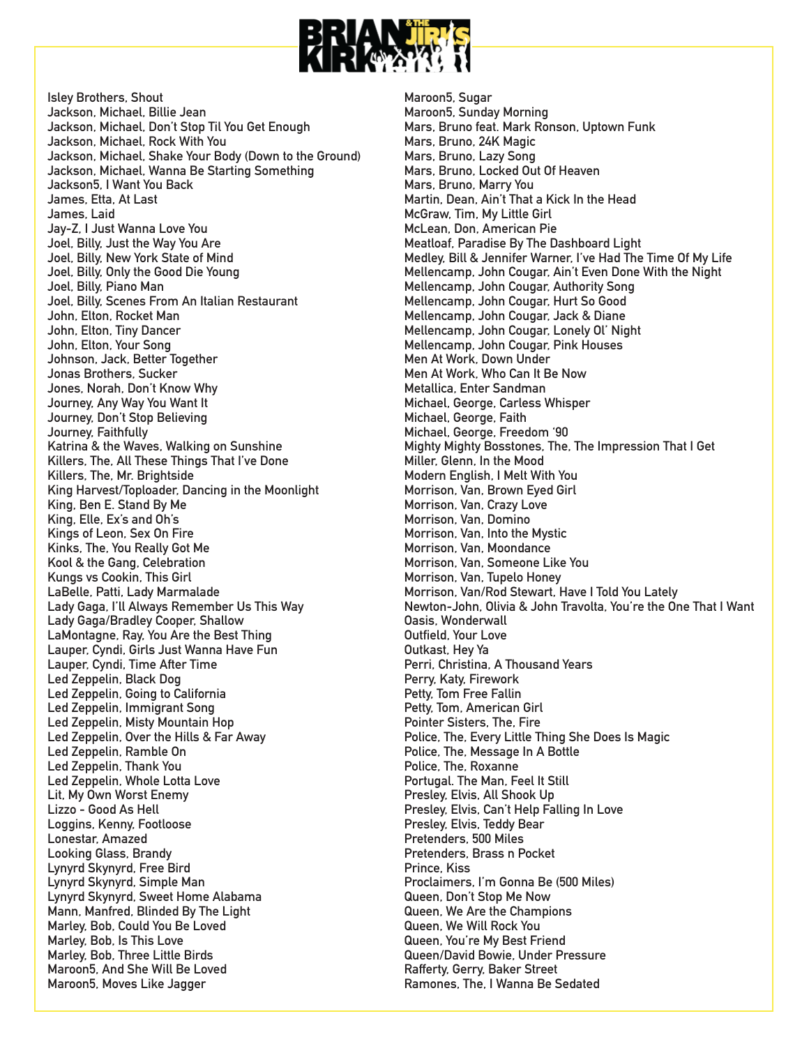Isley Brothers, Shout
Jackson, Michael, Billie Jean
Jackson, Michael, Don't Stop Til You Get Enough
Jackson, Michael, Rock With You
Jackson, Michael, Shake Your Body (Down to the Ground)
Jackson, Michael, Wanna Be Starting Something
Jackson5, I Want You Back
James, Etta, At Last
James, Laid
Jay-Z, I Just Wanna Love You
Joel, Billy, Just the Way You Are
Joel, Billy, New York State of Mind
Joel, Billy, Only the Good Die Young
Joel, Billy, Piano Man
Joel, Billy, Scenes From An Italian Restaurant
John, Elton, Rocket Man
John, Elton, Tiny Dancer
John, Elton, Your Song
Johnson, Jack, Better Together
Jonas Brothers, Sucker
Jones, Norah, Don't Know Why
Journey, Any Way You Want It
Journey, Don't Stop Believing
Journey, Faithfully
Katrina & the Waves, Walking on Sunshine
Killers, The, All These Things That I've Done
Killers, The, Mr. Brightside
King Harvest/Toploader, Dancing in the Moonlight
King, Ben E. Stand By Me
King, Elle, Ex's and Oh's
Kings of Leon, Sex On Fire
Kinks, The, You Really Got Me
Kool & the Gang, Celebration
Kungs vs Cookin, This Girl
LaBelle, Patti, Lady Marmalade
Lady Gaga, I'll Always Remember Us This Way
Lady Gaga/Bradley Cooper, Shallow
LaMontagne, Ray, You Are the Best Thing
Lauper, Cyndi, Girls Just Wanna Have Fun
Lauper, Cyndi, Time After Time
Led Zeppelin, Black Dog
Led Zeppelin, Going to California
Led Zeppelin, Immigrant Song
Led Zeppelin, Misty Mountain Hop
Led Zeppelin, Over the Hills & Far Away
Led Zeppelin, Ramble On
Led Zeppelin, Thank You
Led Zeppelin, Whole Lotta Love
Lit, My Own Worst Enemy
Lizzo - Good As Hell
Loggins, Kenny, Footloose
Lonestar, Amazed
Looking Glass, Brandy
Lynyrd Skynyrd, Free Bird
Lynyrd Skynyrd, Simple Man
Lynyrd Skynyrd, Sweet Home Alabama
Mann, Manfred, Blinded By The Light
Marley, Bob, Could You Be Loved
Marley, Bob, Is This Love
Marley, Bob, Three Little Birds
Maroon5, And She Will Be Loved
Maroon5, Moves Like Jagger
Maroon5, Sugar
Maroon5, Sunday Morning
Mars, Bruno feat. Mark Ronson, Uptown Funk
Mars, Bruno, 24K Magic
Mars, Bruno, Lazy Song
Mars, Bruno, Locked Out Of Heaven
Mars, Bruno, Marry You
Martin, Dean, Ain't That a Kick In the Head
McGraw, Tim, My Little Girl
McLean, Don, American Pie
Meatloaf, Paradise By The Dashboard Light
Medley, Bill & Jennifer Warner, I've Had The Time Of My Life
Mellencamp, John Cougar, Ain't Even Done With the Night
Mellencamp, John Cougar, Authority Song
Mellencamp, John Cougar, Hurt So Good
Mellencamp, John Cougar, Jack & Diane
Mellencamp, John Cougar, Lonely Ol' Night
Mellencamp, John Cougar, Pink Houses
Men At Work, Down Under
Men At Work, Who Can It Be Now
Metallica, Enter Sandman
Michael, George, Carless Whisper
Michael, George, Faith
Michael, George, Freedom '90
Mighty Mighty Bosstones, The, The Impression That I Get
Miller, Glenn, In the Mood
Modern English, I Melt With You
Morrison, Van, Brown Eyed Girl
Morrison, Van, Crazy Love
Morrison, Van, Domino
Morrison, Van, Into the Mystic
Morrison, Van, Moondance
Morrison, Van, Someone Like You
Morrison, Van, Tupelo Honey
Morrison, Van/Rod Stewart, Have I Told You Lately
Newton-John, Olivia & John Travolta, You're the One That I Want
Oasis, Wonderwall
Outfield, Your Love
Outkast, Hey Ya
Perri, Christina, A Thousand Years
Perry, Katy, Firework
Petty, Tom Free Fallin
Petty, Tom, American Girl
Pointer Sisters, The, Fire
Police, The, Every Little Thing She Does Is Magic
Police, The, Message In A Bottle
Police, The, Roxanne
Portugal. The Man, Feel It Still
Presley, Elvis, All Shook Up
Presley, Elvis, Can't Help Falling In Love
Presley, Elvis, Teddy Bear
Pretenders, 500 Miles
Pretenders, Brass n Pocket
Prince, Kiss
Proclaimers, I'm Gonna Be (500 Miles)
Queen, Don't Stop Me Now
Queen, We Are the Champions
Queen, We Will Rock You
Queen, You're My Best Friend
Queen/David Bowie, Under Pressure
Rafferty, Gerry, Baker Street
Ramones, The, I Wanna Be Sedated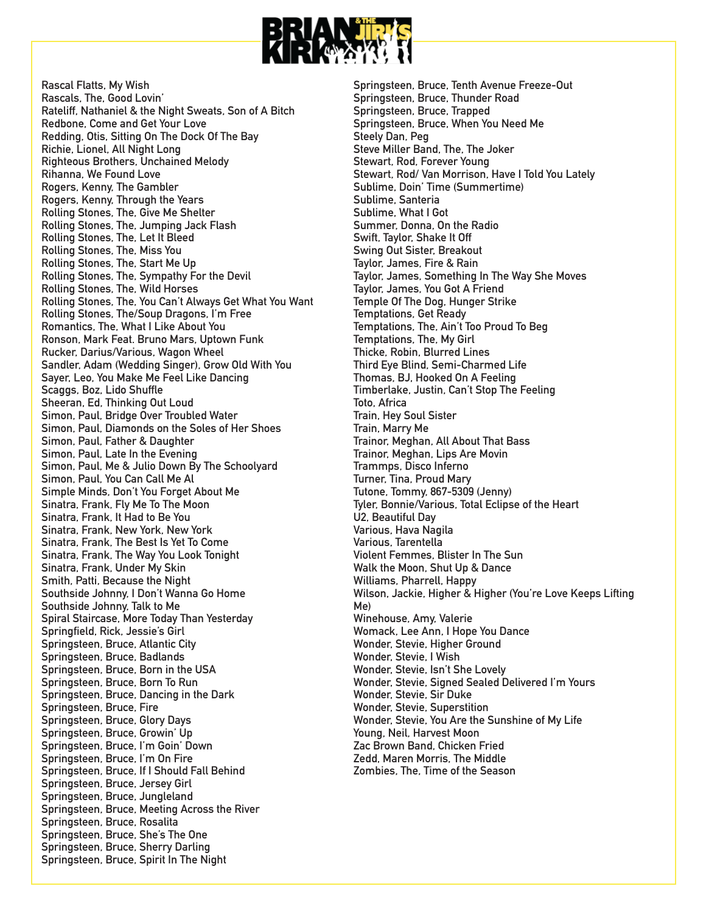Rascal Flatts, My Wish
Rascals, The, Good Lovin'
Rateliff, Nathaniel & the Night Sweats, Son of A Bitch
Redbone, Come and Get Your Love
Redding, Otis, Sitting On The Dock Of The Bay
Richie, Lionel, All Night Long
Righteous Brothers, Unchained Melody
Rihanna, We Found Love
Rogers, Kenny, The Gambler
Rogers, Kenny, Through the Years
Rolling Stones, The, Give Me Shelter
Rolling Stones, The, Jumping Jack Flash
Rolling Stones, The, Let It Bleed
Rolling Stones, The, Miss You
Rolling Stones, The, Start Me Up
Rolling Stones, The, Sympathy For the Devil
Rolling Stones, The, Wild Horses
Rolling Stones, The, You Can't Always Get What You Want
Rolling Stones, The/Soup Dragons, I'm Free
Romantics, The, What I Like About You
Ronson, Mark Feat. Bruno Mars, Uptown Funk
Rucker, Darius/Various, Wagon Wheel
Sandler, Adam (Wedding Singer), Grow Old With You
Sayer, Leo, You Make Me Feel Like Dancing
Scaggs, Boz, Lido Shuffle
Sheeran, Ed, Thinking Out Loud
Simon, Paul, Bridge Over Troubled Water
Simon, Paul, Diamonds on the Soles of Her Shoes
Simon, Paul, Father & Daughter
Simon, Paul, Late In the Evening
Simon, Paul, Me & Julio Down By The Schoolyard
Simon, Paul, You Can Call Me Al
Simple Minds, Don't You Forget About Me
Sinatra, Frank, Fly Me To The Moon
Sinatra, Frank, It Had to Be You
Sinatra, Frank, New York, New York
Sinatra, Frank, The Best Is Yet To Come
Sinatra, Frank, The Way You Look Tonight
Sinatra, Frank, Under My Skin
Smith, Patti, Because the Night
Southside Johnny, I Don't Wanna Go Home
Southside Johnny, Talk to Me
Spiral Staircase, More Today Than Yesterday
Springfield, Rick, Jessie's Girl
Springsteen, Bruce, Atlantic City
Springsteen, Bruce, Badlands
Springsteen, Bruce, Born in the USA
Springsteen, Bruce, Born To Run
Springsteen, Bruce, Dancing in the Dark
Springsteen, Bruce, Fire
Springsteen, Bruce, Glory Days
Springsteen, Bruce, Growin' Up
Springsteen, Bruce, I'm Goin' Down
Springsteen, Bruce, I'm On Fire
Springsteen, Bruce, If I Should Fall Behind
Springsteen, Bruce, Jersey Girl
Springsteen, Bruce, Jungleland
Springsteen, Bruce, Meeting Across the River
Springsteen, Bruce, Rosalita
Springsteen, Bruce, She's The One
Springsteen, Bruce, Sherry Darling
Springsteen, Bruce, Spirit In The Night
Springsteen, Bruce, Tenth Avenue Freeze-Out
Springsteen, Bruce, Thunder Road
Springsteen, Bruce, Trapped
Springsteen, Bruce, When You Need Me
Steely Dan, Peg
Steve Miller Band, The, The Joker
Stewart, Rod, Forever Young
Stewart, Rod/ Van Morrison, Have I Told You Lately
Sublime, Doin' Time (Summertime)
Sublime, Santeria
Sublime, What I Got
Summer, Donna, On the Radio
Swift, Taylor, Shake It Off
Swing Out Sister, Breakout
Taylor, James, Fire & Rain
Taylor, James, Something In The Way She Moves
Taylor, James, You Got A Friend
Temple Of The Dog, Hunger Strike
Temptations, Get Ready
Temptations, The, Ain't Too Proud To Beg
Temptations, The, My Girl
Thicke, Robin, Blurred Lines
Third Eye Blind, Semi-Charmed Life
Thomas, BJ, Hooked On A Feeling
Timberlake, Justin, Can't Stop The Feeling
Toto, Africa
Train, Hey Soul Sister
Train, Marry Me
Trainor, Meghan, All About That Bass
Trainor, Meghan, Lips Are Movin
Trammps, Disco Inferno
Turner, Tina, Proud Mary
Tutone, Tommy, 867-5309 (Jenny)
Tyler, Bonnie/Various, Total Eclipse of the Heart
U2, Beautiful Day
Various, Hava Nagila
Various, Tarentella
Violent Femmes, Blister In The Sun
Walk the Moon, Shut Up & Dance
Williams, Pharrell, Happy
Wilson, Jackie, Higher & Higher (You're Love Keeps Lifting Me)
Winehouse, Amy, Valerie
Womack, Lee Ann, I Hope You Dance
Wonder, Stevie, Higher Ground
Wonder, Stevie, I Wish
Wonder, Stevie, Isn't She Lovely
Wonder, Stevie, Signed Sealed Delivered I'm Yours
Wonder, Stevie, Sir Duke
Wonder, Stevie, Superstition
Wonder, Stevie, You Are the Sunshine of My Life
Young, Neil, Harvest Moon
Zac Brown Band, Chicken Fried
Zedd, Maren Morris, The Middle
Zombies, The, Time of the Season